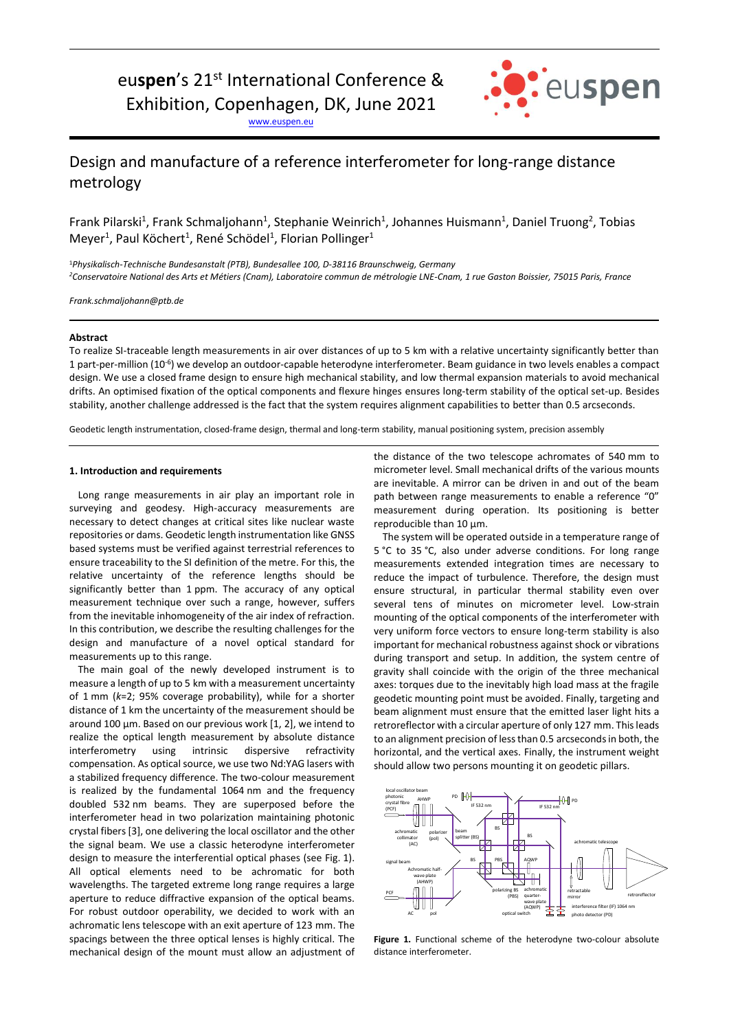euspen's 21st International Conference & Exhibition, Copenhagen, DK, June 2021

www.euspen.eu

# Design and manufacture of a reference interferometer for long-range distance metrology

Frank Pilarski[1], Frank Schmaljohann[1], Stephanie Weinrich[1], Johannes Huismann[1], Daniel Truong[2], Tobias Meyer[1], Paul Köchert[1], René Schödel[1], Florian Pollinger[1]

[1]*Physikalisch-Technische Bundesanstalt (PTB), Bundesallee 100, D-38116 Braunschweig, Germany*
[2]*Conservatoire National des Arts et Métiers (Cnam), Laboratoire commun de métrologie LNE-Cnam, 1 rue Gaston Boissier, 75015 Paris, France*

*Frank.schmaljohann@ptb.de*

**Abstract**

To realize SI-traceable length measurements in air over distances of up to 5 km with a relative uncertainty significantly better than 1 part-per-million ($10^{-6}$) we develop an outdoor-capable heterodyne interferometer. Beam guidance in two levels enables a compact design. We use a closed frame design to ensure high mechanical stability, and low thermal expansion materials to avoid mechanical drifts. An optimised fixation of the optical components and flexure hinges ensures long-term stability of the optical set-up. Besides stability, another challenge addressed is the fact that the system requires alignment capabilities to better than 0.5 arcseconds.

Geodetic length instrumentation, closed-frame design, thermal and long-term stability, manual positioning system, precision assembly

## 1. Introduction and requirements

Long range measurements in air play an important role in surveying and geodesy. High-accuracy measurements are necessary to detect changes at critical sites like nuclear waste repositories or dams. Geodetic length instrumentation like GNSS based systems must be verified against terrestrial references to ensure traceability to the SI definition of the metre. For this, the relative uncertainty of the reference lengths should be significantly better than 1 ppm. The accuracy of any optical measurement technique over such a range, however, suffers from the inevitable inhomogeneity of the air index of refraction. In this contribution, we describe the resulting challenges for the design and manufacture of a novel optical standard for measurements up to this range.

The main goal of the newly developed instrument is to measure a length of up to 5 km with a measurement uncertainty of 1 mm ($k$=2; 95% coverage probability), while for a shorter distance of 1 km the uncertainty of the measurement should be around 100 µm. Based on our previous work [1, 2], we intend to realize the optical length measurement by absolute distance interferometry using intrinsic dispersive refractivity compensation. As optical source, we use two Nd:YAG lasers with a stabilized frequency difference. The two-colour measurement is realized by the fundamental 1064 nm and the frequency doubled 532 nm beams. They are superposed before the interferometer head in two polarization maintaining photonic crystal fibers [3], one delivering the local oscillator and the other the signal beam. We use a classic heterodyne interferometer design to measure the interferential optical phases (see Fig. 1). All optical elements need to be achromatic for both wavelengths. The targeted extreme long range requires a large aperture to reduce diffractive expansion of the optical beams. For robust outdoor operability, we decided to work with an achromatic lens telescope with an exit aperture of 123 mm. The spacings between the three optical lenses is highly critical. The mechanical design of the mount must allow an adjustment of the distance of the two telescope achromates of 540 mm to micrometer level. Small mechanical drifts of the various mounts are inevitable. A mirror can be driven in and out of the beam path between range measurements to enable a reference "0" measurement during operation. Its positioning is better reproducible than 10 µm.

The system will be operated outside in a temperature range of 5 °C to 35 °C, also under adverse conditions. For long range measurements extended integration times are necessary to reduce the impact of turbulence. Therefore, the design must ensure structural, in particular thermal stability even over several tens of minutes on micrometer level. Low-strain mounting of the optical components of the interferometer with very uniform force vectors to ensure long-term stability is also important for mechanical robustness against shock or vibrations during transport and setup. In addition, the system centre of gravity shall coincide with the origin of the three mechanical axes: torques due to the inevitably high load mass at the fragile geodetic mounting point must be avoided. Finally, targeting and beam alignment must ensure that the emitted laser light hits a retroreflector with a circular aperture of only 127 mm. This leads to an alignment precision of less than 0.5 arcseconds in both, the horizontal, and the vertical axes. Finally, the instrument weight should allow two persons mounting it on geodetic pillars.

local oscillator beam
photonic crystal fibre (PCF)
AHWP
PD
IF 532 nm
IF 532 nm
PD
achromatic collimator (AC)
polarizer (pol)
beam splitter (BS)
BS
BS
achromatic telescope
signal beam
Achromatic half-wave plate (AHWP)
BS
PBS
AQWP
PCF
polarizing BS (PBS)
achromatic quarter-wave plate (AQWP)
retractable mirror
retroreflector
AC
pol
optical switch
interference filter (IF) 1064 nm
photo detector (PD)

**Figure 1.** Functional scheme of the heterodyne two-colour absolute distance interferometer.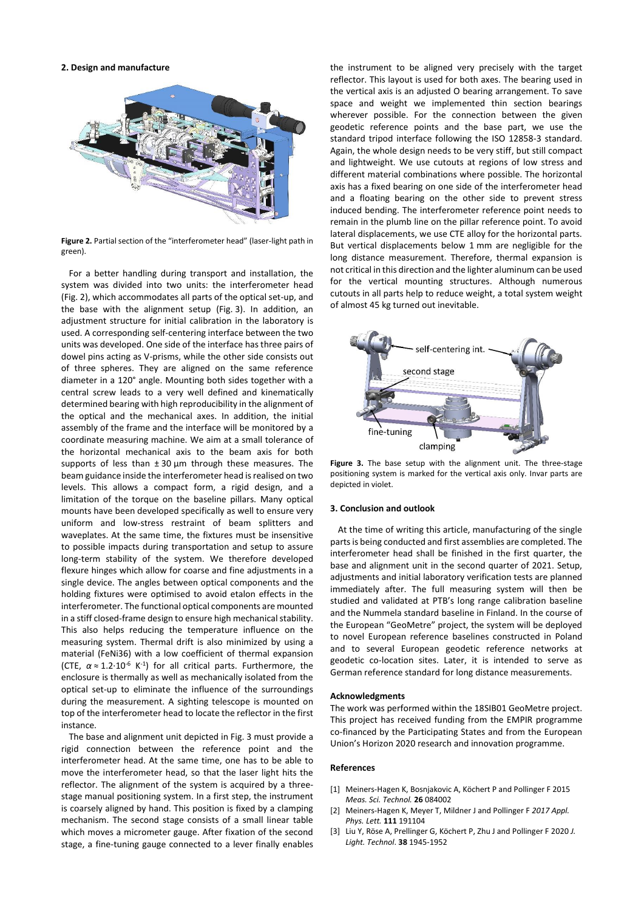## 2. Design and manufacture

**Figure 2.** Partial section of the "interferometer head" (laser-light path in green).

For a better handling during transport and installation, the system was divided into two units: the interferometer head (Fig. 2), which accommodates all parts of the optical set-up, and the base with the alignment setup (Fig. 3). In addition, an adjustment structure for initial calibration in the laboratory is used. A corresponding self-centering interface between the two units was developed. One side of the interface has three pairs of dowel pins acting as V-prisms, while the other side consists out of three spheres. They are aligned on the same reference diameter in a 120° angle. Mounting both sides together with a central screw leads to a very well defined and kinematically determined bearing with high reproducibility in the alignment of the optical and the mechanical axes. In addition, the initial assembly of the frame and the interface will be monitored by a coordinate measuring machine. We aim at a small tolerance of the horizontal mechanical axis to the beam axis for both supports of less than ± 30 µm through these measures. The beam guidance inside the interferometer head is realised on two levels. This allows a compact form, a rigid design, and a limitation of the torque on the baseline pillars. Many optical mounts have been developed specifically as well to ensure very uniform and low-stress restraint of beam splitters and waveplates. At the same time, the fixtures must be insensitive to possible impacts during transportation and setup to assure long-term stability of the system. We therefore developed flexure hinges which allow for coarse and fine adjustments in a single device. The angles between optical components and the holding fixtures were optimised to avoid etalon effects in the interferometer. The functional optical components are mounted in a stiff closed-frame design to ensure high mechanical stability. This also helps reducing the temperature influence on the measuring system. Thermal drift is also minimized by using a material (FeNi36) with a low coefficient of thermal expansion (CTE, $\alpha \approx 1.2 \cdot 10^{-6}$ K$^{-1}$) for all critical parts. Furthermore, the enclosure is thermally as well as mechanically isolated from the optical set-up to eliminate the influence of the surroundings during the measurement. A sighting telescope is mounted on top of the interferometer head to locate the reflector in the first instance.

The base and alignment unit depicted in Fig. 3 must provide a rigid connection between the reference point and the interferometer head. At the same time, one has to be able to move the interferometer head, so that the laser light hits the reflector. The alignment of the system is acquired by a three-stage manual positioning system. In a first step, the instrument is coarsely aligned by hand. This position is fixed by a clamping mechanism. The second stage consists of a small linear table which moves a micrometer gauge. After fixation of the second stage, a fine-tuning gauge connected to a lever finally enables the instrument to be aligned very precisely with the target reflector. This layout is used for both axes. The bearing used in the vertical axis is an adjusted O bearing arrangement. To save space and weight we implemented thin section bearings wherever possible. For the connection between the given geodetic reference points and the base part, we use the standard tripod interface following the ISO 12858-3 standard. Again, the whole design needs to be very stiff, but still compact and lightweight. We use cutouts at regions of low stress and different material combinations where possible. The horizontal axis has a fixed bearing on one side of the interferometer head and a floating bearing on the other side to prevent stress induced bending. The interferometer reference point needs to remain in the plumb line on the pillar reference point. To avoid lateral displacements, we use CTE alloy for the horizontal parts. But vertical displacements below 1 mm are negligible for the long distance measurement. Therefore, thermal expansion is not critical in this direction and the lighter aluminum can be used for the vertical mounting structures. Although numerous cutouts in all parts help to reduce weight, a total system weight of almost 45 kg turned out inevitable.

self-centering int.
second stage
fine-tuning
clamping

**Figure 3.** The base setup with the alignment unit. The three-stage positioning system is marked for the vertical axis only. Invar parts are depicted in violet.

## 3. Conclusion and outlook

At the time of writing this article, manufacturing of the single parts is being conducted and first assemblies are completed. The interferometer head shall be finished in the first quarter, the base and alignment unit in the second quarter of 2021. Setup, adjustments and initial laboratory verification tests are planned immediately after. The full measuring system will then be studied and validated at PTB's long range calibration baseline and the Nummela standard baseline in Finland. In the course of the European "GeoMetre" project, the system will be deployed to novel European reference baselines constructed in Poland and to several European geodetic reference networks at geodetic co-location sites. Later, it is intended to serve as German reference standard for long distance measurements.

### Acknowledgments

The work was performed within the 18SIB01 GeoMetre project. This project has received funding from the EMPIR programme co-financed by the Participating States and from the European Union's Horizon 2020 research and innovation programme.

### References

[1] Meiners-Hagen K, Bosnjakovic A, Köchert P and Pollinger F 2015 *Meas. Sci. Technol.* **26** 084002

[2] Meiners-Hagen K, Meyer T, Mildner J and Pollinger F *2017 Appl. Phys. Lett.* **111** 191104

[3] Liu Y, Röse A, Prellinger G, Köchert P, Zhu J and Pollinger F 2020 *J. Light. Technol*. **38** 1945-1952